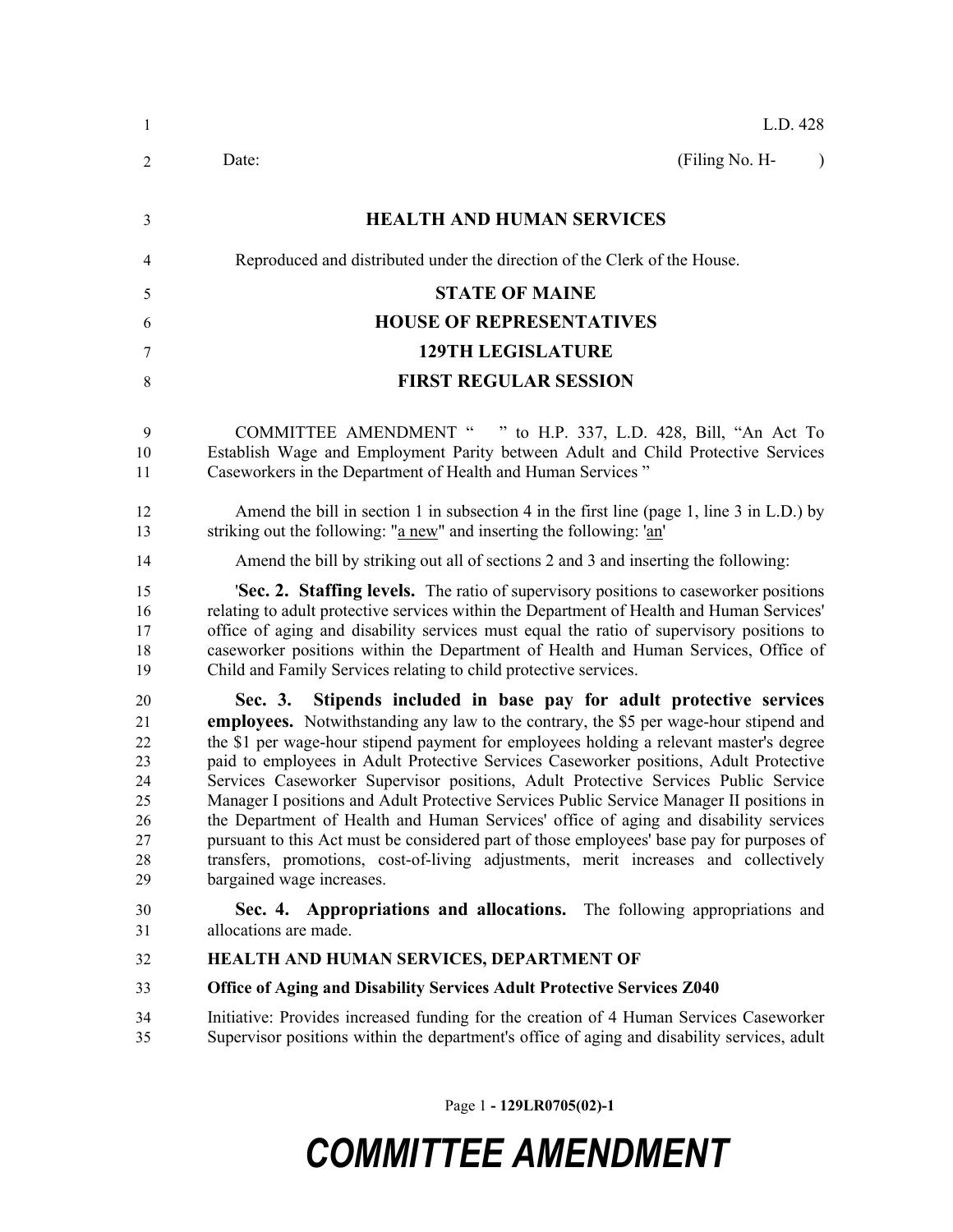L.D. 428

Date: (Filing No. H- )

**HEALTH AND HUMAN SERVICES**

Reproduced and distributed under the direction of the Clerk of the House.

**STATE OF MAINE**

**HOUSE OF REPRESENTATIVES**

**129TH LEGISLATURE**

**FIRST REGULAR SESSION**

COMMITTEE AMENDMENT " " to H.P. 337, L.D. 428, Bill, "An Act To Establish Wage and Employment Parity between Adult and Child Protective Services Caseworkers in the Department of Health and Human Services "

Amend the bill in section 1 in subsection 4 in the first line (page 1, line 3 in L.D.) by striking out the following: "a new" and inserting the following: 'an'

Amend the bill by striking out all of sections 2 and 3 and inserting the following:

'**Sec. 2. Staffing levels.** The ratio of supervisory positions to caseworker positions relating to adult protective services within the Department of Health and Human Services' office of aging and disability services must equal the ratio of supervisory positions to caseworker positions within the Department of Health and Human Services, Office of Child and Family Services relating to child protective services.

**Sec. 3. Stipends included in base pay for adult protective services employees.** Notwithstanding any law to the contrary, the $5 per wage-hour stipend and the $1 per wage-hour stipend payment for employees holding a relevant master's degree paid to employees in Adult Protective Services Caseworker positions, Adult Protective Services Caseworker Supervisor positions, Adult Protective Services Public Service Manager I positions and Adult Protective Services Public Service Manager II positions in the Department of Health and Human Services' office of aging and disability services pursuant to this Act must be considered part of those employees' base pay for purposes of transfers, promotions, cost-of-living adjustments, merit increases and collectively bargained wage increases.

**Sec. 4. Appropriations and allocations.** The following appropriations and allocations are made.

**HEALTH AND HUMAN SERVICES, DEPARTMENT OF**

**Office of Aging and Disability Services Adult Protective Services Z040**

Initiative: Provides increased funding for the creation of 4 Human Services Caseworker Supervisor positions within the department's office of aging and disability services, adult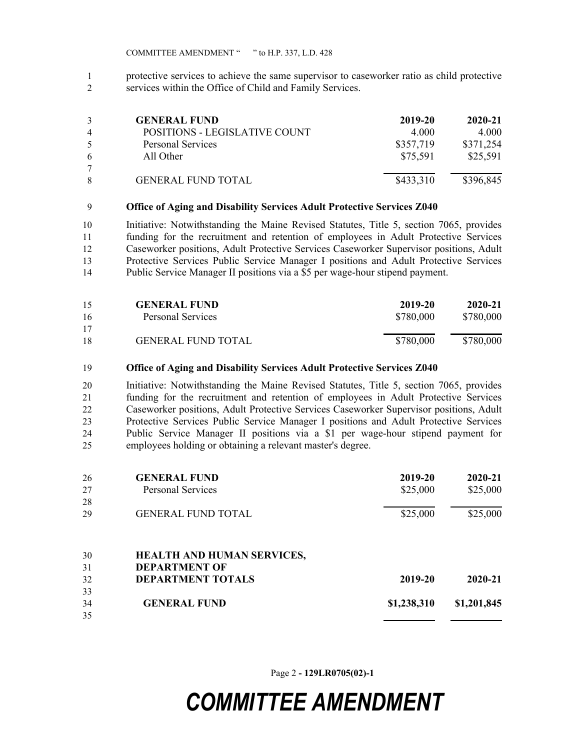protective services to achieve the same supervisor to caseworker ratio as child protective services within the Office of Child and Family Services.

| GENERAL FUND | 2019-20 | 2020-21 |
|---|---|---|
| POSITIONS - LEGISLATIVE COUNT | 4.000 | 4.000 |
| Personal Services | $357,719 | $371,254 |
| All Other | $75,591 | $25,591 |
| GENERAL FUND TOTAL | $433,310 | $396,845 |

**Office of Aging and Disability Services Adult Protective Services Z040**

Initiative: Notwithstanding the Maine Revised Statutes, Title 5, section 7065, provides funding for the recruitment and retention of employees in Adult Protective Services Caseworker positions, Adult Protective Services Caseworker Supervisor positions, Adult Protective Services Public Service Manager I positions and Adult Protective Services Public Service Manager II positions via a $5 per wage-hour stipend payment.

| GENERAL FUND | 2019-20 | 2020-21 |
|---|---|---|
| Personal Services | $780,000 | $780,000 |
| GENERAL FUND TOTAL | $780,000 | $780,000 |

**Office of Aging and Disability Services Adult Protective Services Z040**

Initiative: Notwithstanding the Maine Revised Statutes, Title 5, section 7065, provides funding for the recruitment and retention of employees in Adult Protective Services Caseworker positions, Adult Protective Services Caseworker Supervisor positions, Adult Protective Services Public Service Manager I positions and Adult Protective Services Public Service Manager II positions via a $1 per wage-hour stipend payment for employees holding or obtaining a relevant master's degree.

| GENERAL FUND | 2019-20 | 2020-21 |
|---|---|---|
| Personal Services | $25,000 | $25,000 |
| GENERAL FUND TOTAL | $25,000 | $25,000 |

| HEALTH AND HUMAN SERVICES, DEPARTMENT OF DEPARTMENT TOTALS | 2019-20 | 2020-21 |
|---|---|---|
| **GENERAL FUND** | **$1,238,310** | **$1,201,845** |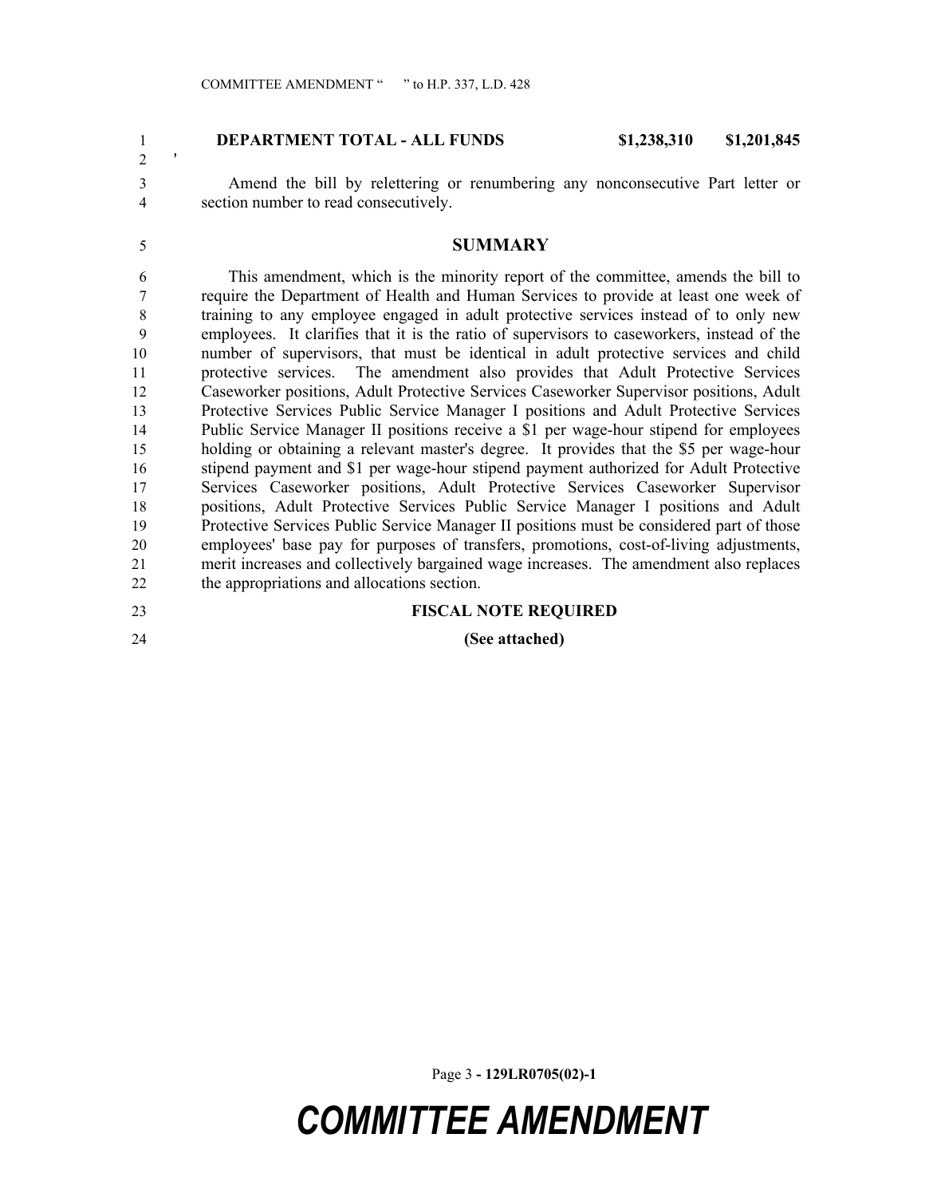| | | |
|---|---|---|
| **DEPARTMENT TOTAL - ALL FUNDS** | **$1,238,310** | **$1,201,845** |

'

Amend the bill by relettering or renumbering any nonconsecutive Part letter or section number to read consecutively.

## SUMMARY

This amendment, which is the minority report of the committee, amends the bill to require the Department of Health and Human Services to provide at least one week of training to any employee engaged in adult protective services instead of to only new employees. It clarifies that it is the ratio of supervisors to caseworkers, instead of the number of supervisors, that must be identical in adult protective services and child protective services. The amendment also provides that Adult Protective Services Caseworker positions, Adult Protective Services Caseworker Supervisor positions, Adult Protective Services Public Service Manager I positions and Adult Protective Services Public Service Manager II positions receive a $1 per wage-hour stipend for employees holding or obtaining a relevant master's degree. It provides that the $5 per wage-hour stipend payment and $1 per wage-hour stipend payment authorized for Adult Protective Services Caseworker positions, Adult Protective Services Caseworker Supervisor positions, Adult Protective Services Public Service Manager I positions and Adult Protective Services Public Service Manager II positions must be considered part of those employees' base pay for purposes of transfers, promotions, cost-of-living adjustments, merit increases and collectively bargained wage increases. The amendment also replaces the appropriations and allocations section.

**FISCAL NOTE REQUIRED**

**(See attached)**